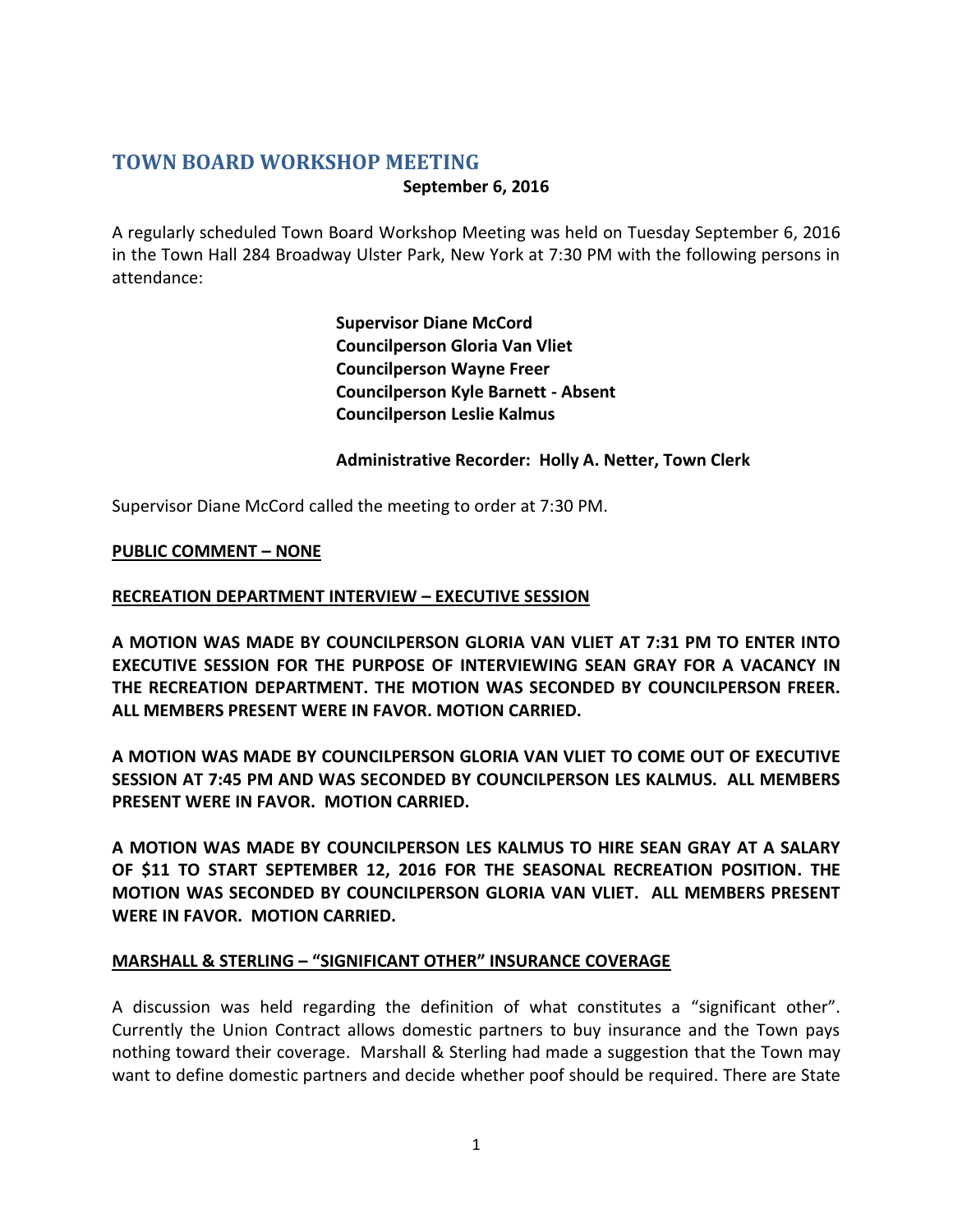# TOWN BOARD WORKSHOP MEETING

**September 6, 2016**

A regularly scheduled Town Board Workshop Meeting was held on Tuesday September 6, 2016 in the Town Hall 284 Broadway Ulster Park, New York at 7:30 PM with the following persons in attendance:

**Supervisor Diane McCord**
**Councilperson Gloria Van Vliet**
**Councilperson Wayne Freer**
**Councilperson Kyle Barnett - Absent**
**Councilperson Leslie Kalmus**

**Administrative Recorder: Holly A. Netter, Town Clerk**

Supervisor Diane McCord called the meeting to order at 7:30 PM.

**PUBLIC COMMENT – NONE**

**RECREATION DEPARTMENT INTERVIEW – EXECUTIVE SESSION**

**A MOTION WAS MADE BY COUNCILPERSON GLORIA VAN VLIET AT 7:31 PM TO ENTER INTO EXECUTIVE SESSION FOR THE PURPOSE OF INTERVIEWING SEAN GRAY FOR A VACANCY IN THE RECREATION DEPARTMENT. THE MOTION WAS SECONDED BY COUNCILPERSON FREER. ALL MEMBERS PRESENT WERE IN FAVOR. MOTION CARRIED.**

**A MOTION WAS MADE BY COUNCILPERSON GLORIA VAN VLIET TO COME OUT OF EXECUTIVE SESSION AT 7:45 PM AND WAS SECONDED BY COUNCILPERSON LES KALMUS. ALL MEMBERS PRESENT WERE IN FAVOR. MOTION CARRIED.**

**A MOTION WAS MADE BY COUNCILPERSON LES KALMUS TO HIRE SEAN GRAY AT A SALARY OF $11 TO START SEPTEMBER 12, 2016 FOR THE SEASONAL RECREATION POSITION. THE MOTION WAS SECONDED BY COUNCILPERSON GLORIA VAN VLIET. ALL MEMBERS PRESENT WERE IN FAVOR. MOTION CARRIED.**

**MARSHALL & STERLING – "SIGNIFICANT OTHER" INSURANCE COVERAGE**

A discussion was held regarding the definition of what constitutes a "significant other". Currently the Union Contract allows domestic partners to buy insurance and the Town pays nothing toward their coverage. Marshall & Sterling had made a suggestion that the Town may want to define domestic partners and decide whether poof should be required. There are State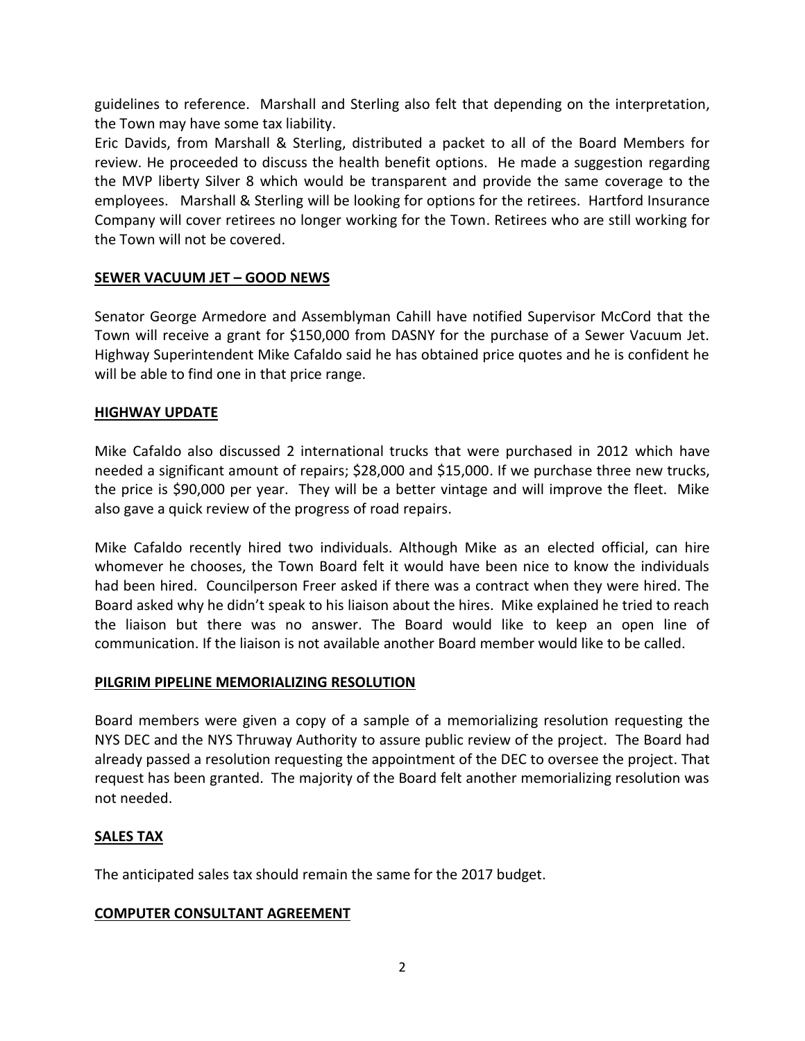guidelines to reference. Marshall and Sterling also felt that depending on the interpretation, the Town may have some tax liability.

Eric Davids, from Marshall & Sterling, distributed a packet to all of the Board Members for review. He proceeded to discuss the health benefit options. He made a suggestion regarding the MVP liberty Silver 8 which would be transparent and provide the same coverage to the employees. Marshall & Sterling will be looking for options for the retirees. Hartford Insurance Company will cover retirees no longer working for the Town. Retirees who are still working for the Town will not be covered.

## SEWER VACUUM JET – GOOD NEWS

Senator George Armedore and Assemblyman Cahill have notified Supervisor McCord that the Town will receive a grant for $150,000 from DASNY for the purchase of a Sewer Vacuum Jet. Highway Superintendent Mike Cafaldo said he has obtained price quotes and he is confident he will be able to find one in that price range.

## HIGHWAY UPDATE

Mike Cafaldo also discussed 2 international trucks that were purchased in 2012 which have needed a significant amount of repairs; $28,000 and $15,000. If we purchase three new trucks, the price is $90,000 per year. They will be a better vintage and will improve the fleet. Mike also gave a quick review of the progress of road repairs.

Mike Cafaldo recently hired two individuals. Although Mike as an elected official, can hire whomever he chooses, the Town Board felt it would have been nice to know the individuals had been hired. Councilperson Freer asked if there was a contract when they were hired. The Board asked why he didn't speak to his liaison about the hires. Mike explained he tried to reach the liaison but there was no answer. The Board would like to keep an open line of communication. If the liaison is not available another Board member would like to be called.

## PILGRIM PIPELINE MEMORIALIZING RESOLUTION

Board members were given a copy of a sample of a memorializing resolution requesting the NYS DEC and the NYS Thruway Authority to assure public review of the project. The Board had already passed a resolution requesting the appointment of the DEC to oversee the project. That request has been granted. The majority of the Board felt another memorializing resolution was not needed.

## SALES TAX

The anticipated sales tax should remain the same for the 2017 budget.

## COMPUTER CONSULTANT AGREEMENT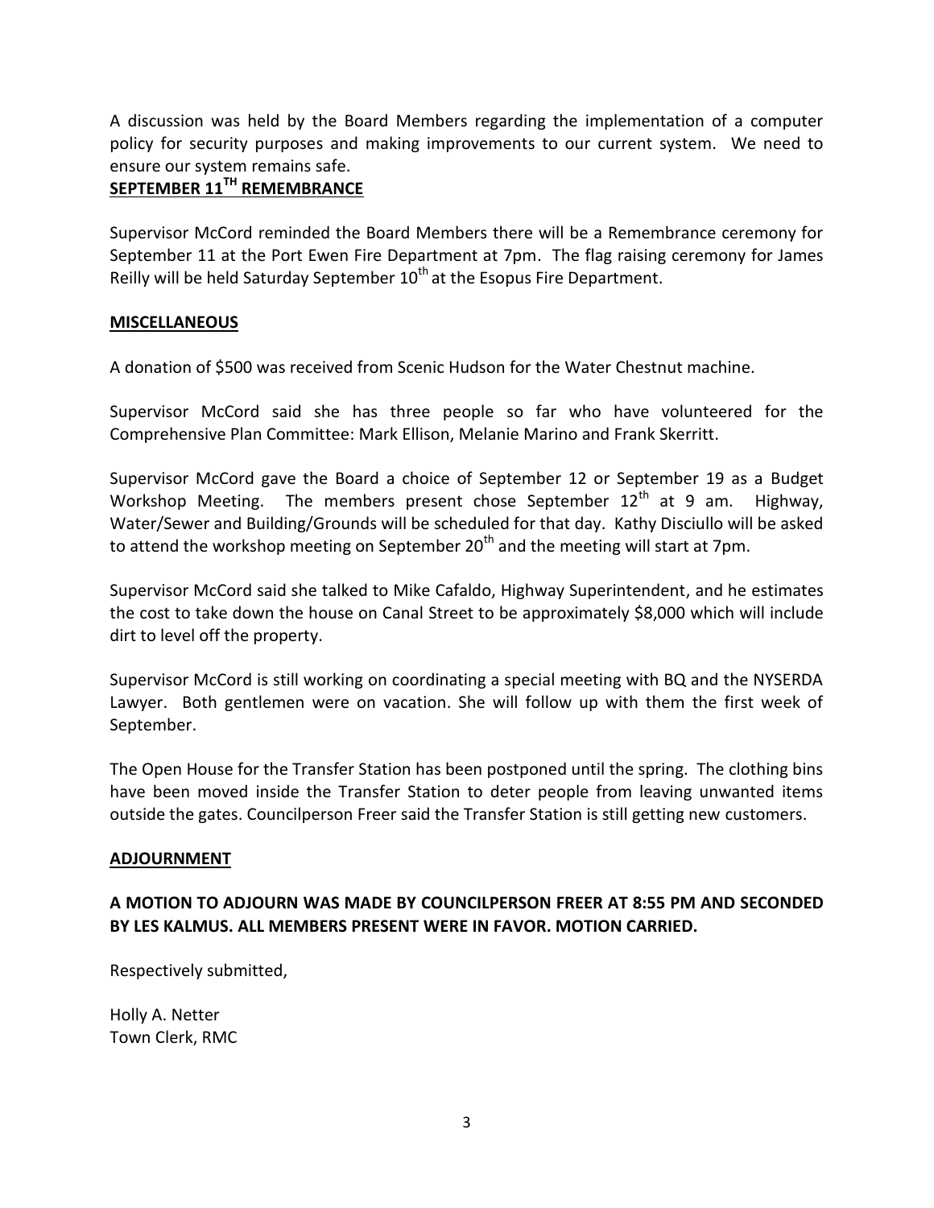A discussion was held by the Board Members regarding the implementation of a computer policy for security purposes and making improvements to our current system. We need to ensure our system remains safe.

**SEPTEMBER 11TH REMEMBRANCE**

Supervisor McCord reminded the Board Members there will be a Remembrance ceremony for September 11 at the Port Ewen Fire Department at 7pm. The flag raising ceremony for James Reilly will be held Saturday September 10th at the Esopus Fire Department.

**MISCELLANEOUS**

A donation of $500 was received from Scenic Hudson for the Water Chestnut machine.

Supervisor McCord said she has three people so far who have volunteered for the Comprehensive Plan Committee: Mark Ellison, Melanie Marino and Frank Skerritt.

Supervisor McCord gave the Board a choice of September 12 or September 19 as a Budget Workshop Meeting. The members present chose September 12th at 9 am. Highway, Water/Sewer and Building/Grounds will be scheduled for that day. Kathy Disciullo will be asked to attend the workshop meeting on September 20th and the meeting will start at 7pm.

Supervisor McCord said she talked to Mike Cafaldo, Highway Superintendent, and he estimates the cost to take down the house on Canal Street to be approximately $8,000 which will include dirt to level off the property.

Supervisor McCord is still working on coordinating a special meeting with BQ and the NYSERDA Lawyer. Both gentlemen were on vacation. She will follow up with them the first week of September.

The Open House for the Transfer Station has been postponed until the spring. The clothing bins have been moved inside the Transfer Station to deter people from leaving unwanted items outside the gates. Councilperson Freer said the Transfer Station is still getting new customers.

**ADJOURNMENT**

**A MOTION TO ADJOURN WAS MADE BY COUNCILPERSON FREER AT 8:55 PM AND SECONDED BY LES KALMUS. ALL MEMBERS PRESENT WERE IN FAVOR. MOTION CARRIED.**

Respectively submitted,

Holly A. Netter
Town Clerk, RMC